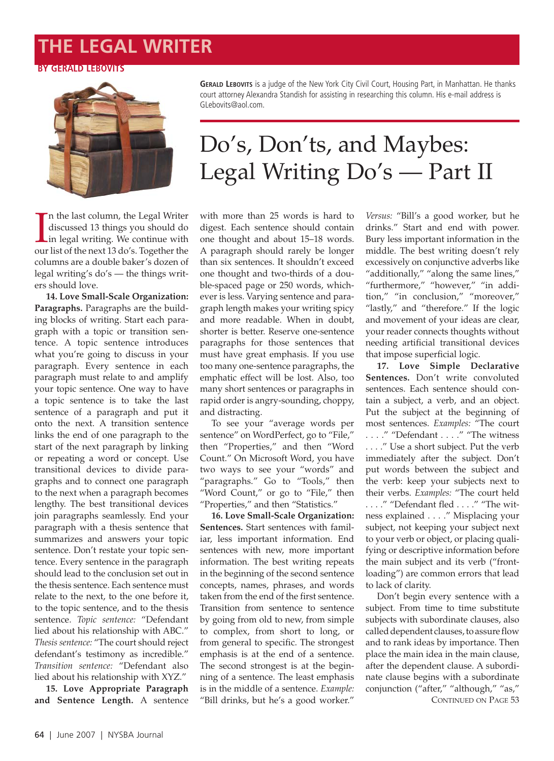# THE LEGAL WRITER

**BY GERALD LEBOVITS**

**GERALD LEBOVITS** is a judge of the New York City Civil Court, Housing Part, in Manhattan. He thanks court attorney Alexandra Standish for assisting in researching this column. His e-mail address is GLebovits@aol.com.

# Do's, Don'ts, and Maybes: Legal Writing Do's — Part II

In the last column, the Legal Writer discussed 13 things you should do in legal writing. We continue with our list of the next 13 do's. Together the columns are a double baker's dozen of legal writing's do's — the things writers should love.

**14. Love Small-Scale Organization: Paragraphs.** Paragraphs are the building blocks of writing. Start each paragraph with a topic or transition sentence. A topic sentence introduces what you're going to discuss in your paragraph. Every sentence in each paragraph must relate to and amplify your topic sentence. One way to have a topic sentence is to take the last sentence of a paragraph and put it onto the next. A transition sentence links the end of one paragraph to the start of the next paragraph by linking or repeating a word or concept. Use transitional devices to divide paragraphs and to connect one paragraph to the next when a paragraph becomes lengthy. The best transitional devices join paragraphs seamlessly. End your paragraph with a thesis sentence that summarizes and answers your topic sentence. Don't restate your topic sentence. Every sentence in the paragraph should lead to the conclusion set out in the thesis sentence. Each sentence must relate to the next, to the one before it, to the topic sentence, and to the thesis sentence. *Topic sentence:* "Defendant lied about his relationship with ABC." *Thesis sentence:* "The court should reject defendant's testimony as incredible." *Transition sentence:* "Defendant also lied about his relationship with XYZ."

**15. Love Appropriate Paragraph and Sentence Length.** A sentence with more than 25 words is hard to digest. Each sentence should contain one thought and about 15–18 words. A paragraph should rarely be longer than six sentences. It shouldn't exceed one thought and two-thirds of a double-spaced page or 250 words, whichever is less. Varying sentence and paragraph length makes your writing spicy and more readable. When in doubt, shorter is better. Reserve one-sentence paragraphs for those sentences that must have great emphasis. If you use too many one-sentence paragraphs, the emphatic effect will be lost. Also, too many short sentences or paragraphs in rapid order is angry-sounding, choppy, and distracting.

To see your "average words per sentence" on WordPerfect, go to "File," then "Properties," and then "Word Count." On Microsoft Word, you have two ways to see your "words" and "paragraphs." Go to "Tools," then "Word Count," or go to "File," then "Properties," and then "Statistics."

**16. Love Small-Scale Organization: Sentences.** Start sentences with familiar, less important information. End sentences with new, more important information. The best writing repeats in the beginning of the second sentence concepts, names, phrases, and words taken from the end of the first sentence. Transition from sentence to sentence by going from old to new, from simple to complex, from short to long, or from general to specific. The strongest emphasis is at the end of a sentence. The second strongest is at the beginning of a sentence. The least emphasis is in the middle of a sentence. *Example:* "Bill drinks, but he's a good worker." *Versus:* "Bill's a good worker, but he drinks." Start and end with power. Bury less important information in the middle. The best writing doesn't rely excessively on conjunctive adverbs like "additionally," "along the same lines," "furthermore," "however," "in addition," "in conclusion," "moreover," "lastly," and "therefore." If the logic and movement of your ideas are clear, your reader connects thoughts without needing artificial transitional devices that impose superficial logic.

**17. Love Simple Declarative Sentences.** Don't write convoluted sentences. Each sentence should contain a subject, a verb, and an object. Put the subject at the beginning of most sentences. *Examples:* "The court . . . ." "Defendant . . . ." "The witness . . . ." Use a short subject. Put the verb immediately after the subject. Don't put words between the subject and the verb: keep your subjects next to their verbs. *Examples:* "The court held . . . ." "Defendant fled . . . ." "The witness explained . . . ." Misplacing your subject, not keeping your subject next to your verb or object, or placing qualifying or descriptive information before the main subject and its verb ("frontloading") are common errors that lead to lack of clarity.

Don't begin every sentence with a subject. From time to time substitute subjects with subordinate clauses, also called dependent clauses, to assure flow and to rank ideas by importance. Then place the main idea in the main clause, after the dependent clause. A subordinate clause begins with a subordinate conjunction ("after," "although," "as,"

CONTINUED ON PAGE 53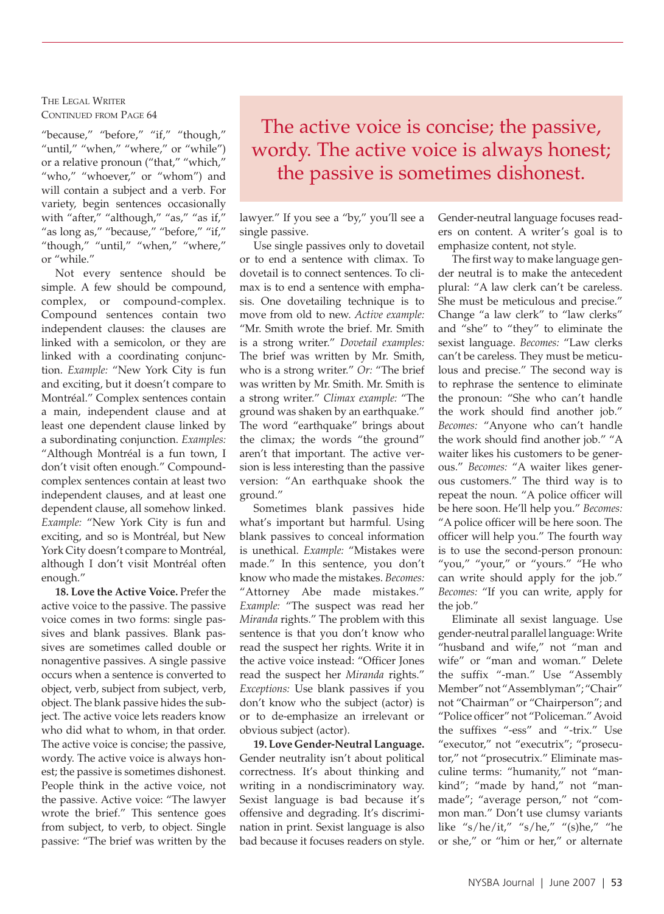THE LEGAL WRITER
CONTINUED FROM PAGE 64

"because," "before," "if," "though," "until," "when," "where," or "while") or a relative pronoun ("that," "which," "who," "whoever," or "whom") and will contain a subject and a verb. For variety, begin sentences occasionally with "after," "although," "as," "as if," "as long as," "because," "before," "if," "though," "until," "when," "where," or "while."

Not every sentence should be simple. A few should be compound, complex, or compound-complex. Compound sentences contain two independent clauses: the clauses are linked with a semicolon, or they are linked with a coordinating conjunction. *Example:* "New York City is fun and exciting, but it doesn't compare to Montréal." Complex sentences contain a main, independent clause and at least one dependent clause linked by a subordinating conjunction. *Examples:* "Although Montréal is a fun town, I don't visit often enough." Compound-complex sentences contain at least two independent clauses, and at least one dependent clause, all somehow linked. *Example:* "New York City is fun and exciting, and so is Montréal, but New York City doesn't compare to Montréal, although I don't visit Montréal often enough."

**18. Love the Active Voice.** Prefer the active voice to the passive. The passive voice comes in two forms: single passives and blank passives. Blank passives are sometimes called double or nonagentive passives. A single passive occurs when a sentence is converted to object, verb, subject from subject, verb, object. The blank passive hides the subject. The active voice lets readers know who did what to whom, in that order. The active voice is concise; the passive, wordy. The active voice is always honest; the passive is sometimes dishonest. People think in the active voice, not the passive. Active voice: "The lawyer wrote the brief." This sentence goes from subject, to verb, to object. Single passive: "The brief was written by the lawyer." If you see a "by," you'll see a single passive.

> The active voice is concise; the passive, wordy. The active voice is always honest; the passive is sometimes dishonest.

Use single passives only to dovetail or to end a sentence with climax. To dovetail is to connect sentences. To climax is to end a sentence with emphasis. One dovetailing technique is to move from old to new. *Active example:* "Mr. Smith wrote the brief. Mr. Smith is a strong writer." *Dovetail examples:* The brief was written by Mr. Smith, who is a strong writer." *Or:* "The brief was written by Mr. Smith. Mr. Smith is a strong writer." *Climax example:* "The ground was shaken by an earthquake." The word "earthquake" brings about the climax; the words "the ground" aren't that important. The active version is less interesting than the passive version: "An earthquake shook the ground."

Sometimes blank passives hide what's important but harmful. Using blank passives to conceal information is unethical. *Example:* "Mistakes were made." In this sentence, you don't know who made the mistakes. *Becomes:* "Attorney Abe made mistakes." *Example:* "The suspect was read her *Miranda* rights." The problem with this sentence is that you don't know who read the suspect her rights. Write it in the active voice instead: "Officer Jones read the suspect her *Miranda* rights." *Exceptions:* Use blank passives if you don't know who the subject (actor) is or to de-emphasize an irrelevant or obvious subject (actor).

**19. Love Gender-Neutral Language.** Gender neutrality isn't about political correctness. It's about thinking and writing in a nondiscriminatory way. Sexist language is bad because it's offensive and degrading. It's discrimination in print. Sexist language is also bad because it focuses readers on style. Gender-neutral language focuses readers on content. A writer's goal is to emphasize content, not style.

The first way to make language gender neutral is to make the antecedent plural: "A law clerk can't be careless. She must be meticulous and precise." Change "a law clerk" to "law clerks" and "she" to "they" to eliminate the sexist language. *Becomes:* "Law clerks can't be careless. They must be meticulous and precise." The second way is to rephrase the sentence to eliminate the pronoun: "She who can't handle the work should find another job." *Becomes:* "Anyone who can't handle the work should find another job." "A waiter likes his customers to be generous." *Becomes:* "A waiter likes generous customers." The third way is to repeat the noun. "A police officer will be here soon. He'll help you." *Becomes:* "A police officer will be here soon. The officer will help you." The fourth way is to use the second-person pronoun: "you," "your," or "yours." "He who can write should apply for the job." *Becomes:* "If you can write, apply for the job."

Eliminate all sexist language. Use gender-neutral parallel language: Write "husband and wife," not "man and wife" or "man and woman." Delete the suffix "-man." Use "Assembly Member" not "Assemblyman"; "Chair" not "Chairman" or "Chairperson"; and "Police officer" not "Policeman." Avoid the suffixes "-ess" and "-trix." Use "executor," not "executrix"; "prosecutor," not "prosecutrix." Eliminate masculine terms: "humanity," not "mankind"; "made by hand," not "manmade"; "average person," not "common man." Don't use clumsy variants like "s/he/it," "s/he," "(s)he," "he or she," or "him or her," or alternate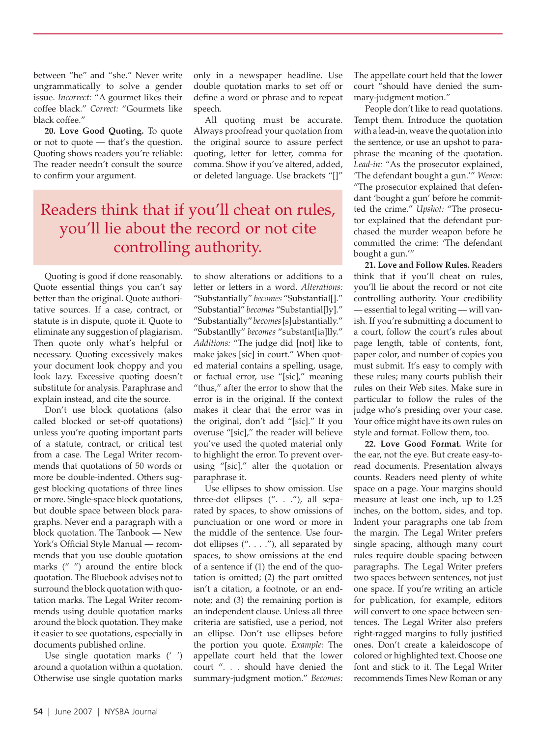between "he" and "she." Never write ungrammatically to solve a gender issue. *Incorrect:* "A gourmet likes their coffee black." *Correct:* "Gourmets like black coffee."

**20. Love Good Quoting.** To quote or not to quote — that's the question. Quoting shows readers you're reliable: The reader needn't consult the source to confirm your argument.

> Readers think that if you'll cheat on rules, you'll lie about the record or not cite controlling authority.

Quoting is good if done reasonably. Quote essential things you can't say better than the original. Quote authoritative sources. If a case, contract, or statute is in dispute, quote it. Quote to eliminate any suggestion of plagiarism. Then quote only what's helpful or necessary. Quoting excessively makes your document look choppy and you look lazy. Excessive quoting doesn't substitute for analysis. Paraphrase and explain instead, and cite the source.

Don't use block quotations (also called blocked or set-off quotations) unless you're quoting important parts of a statute, contract, or critical test from a case. The Legal Writer recommends that quotations of 50 words or more be double-indented. Others suggest blocking quotations of three lines or more. Single-space block quotations, but double space between block paragraphs. Never end a paragraph with a block quotation. The Tanbook — New York's Official Style Manual — recommends that you use double quotation marks (" ") around the entire block quotation. The Bluebook advises not to surround the block quotation with quotation marks. The Legal Writer recommends using double quotation marks around the block quotation. They make it easier to see quotations, especially in documents published online.

Use single quotation marks (' ') around a quotation within a quotation. Otherwise use single quotation marks only in a newspaper headline. Use double quotation marks to set off or define a word or phrase and to repeat speech.

All quoting must be accurate. Always proofread your quotation from the original source to assure perfect quoting, letter for letter, comma for comma. Show if you've altered, added, or deleted language. Use brackets "[]" to show alterations or additions to a letter or letters in a word. *Alterations:* "Substantially" *becomes* "Substantial[]." "Substantial" *becomes* "Substantial[ly]." "Substantially" *becomes* "[s]ubstantially." "Substantlly" *becomes* "substant[ia]lly." *Additions:* "The judge did [not] like to make jakes [sic] in court." When quoted material contains a spelling, usage, or factual error, use "[sic]," meaning "thus," after the error to show that the error is in the original. If the context makes it clear that the error was in the original, don't add "[sic]." If you overuse "[sic]," the reader will believe you've used the quoted material only to highlight the error. To prevent overusing "[sic]," alter the quotation or paraphrase it.

Use ellipses to show omission. Use three-dot ellipses (". . ."), all separated by spaces, to show omissions of punctuation or one word or more in the middle of the sentence. Use four-dot ellipses (". . . ."), all separated by spaces, to show omissions at the end of a sentence if (1) the end of the quotation is omitted; (2) the part omitted isn't a citation, a footnote, or an endnote; and (3) the remaining portion is an independent clause. Unless all three criteria are satisfied, use a period, not an ellipse. Don't use ellipses before the portion you quote. *Example:* The appellate court held that the lower court ". . . should have denied the summary-judgment motion." *Becomes:* The appellate court held that the lower court "should have denied the summary-judgment motion."

People don't like to read quotations. Tempt them. Introduce the quotation with a lead-in, weave the quotation into the sentence, or use an upshot to paraphrase the meaning of the quotation. *Lead-in:* "As the prosecutor explained, 'The defendant bought a gun.'" *Weave:* "The prosecutor explained that defendant 'bought a gun' before he committed the crime." *Upshot:* "The prosecutor explained that the defendant purchased the murder weapon before he committed the crime: 'The defendant bought a gun.'"

**21. Love and Follow Rules.** Readers think that if you'll cheat on rules, you'll lie about the record or not cite controlling authority. Your credibility — essential to legal writing — will vanish. If you're submitting a document to a court, follow the court's rules about page length, table of contents, font, paper color, and number of copies you must submit. It's easy to comply with these rules; many courts publish their rules on their Web sites. Make sure in particular to follow the rules of the judge who's presiding over your case. Your office might have its own rules on style and format. Follow them, too.

**22. Love Good Format.** Write for the ear, not the eye. But create easy-to-read documents. Presentation always counts. Readers need plenty of white space on a page. Your margins should measure at least one inch, up to 1.25 inches, on the bottom, sides, and top. Indent your paragraphs one tab from the margin. The Legal Writer prefers single spacing, although many court rules require double spacing between paragraphs. The Legal Writer prefers two spaces between sentences, not just one space. If you're writing an article for publication, for example, editors will convert to one space between sentences. The Legal Writer also prefers right-ragged margins to fully justified ones. Don't create a kaleidoscope of colored or highlighted text. Choose one font and stick to it. The Legal Writer recommends Times New Roman or any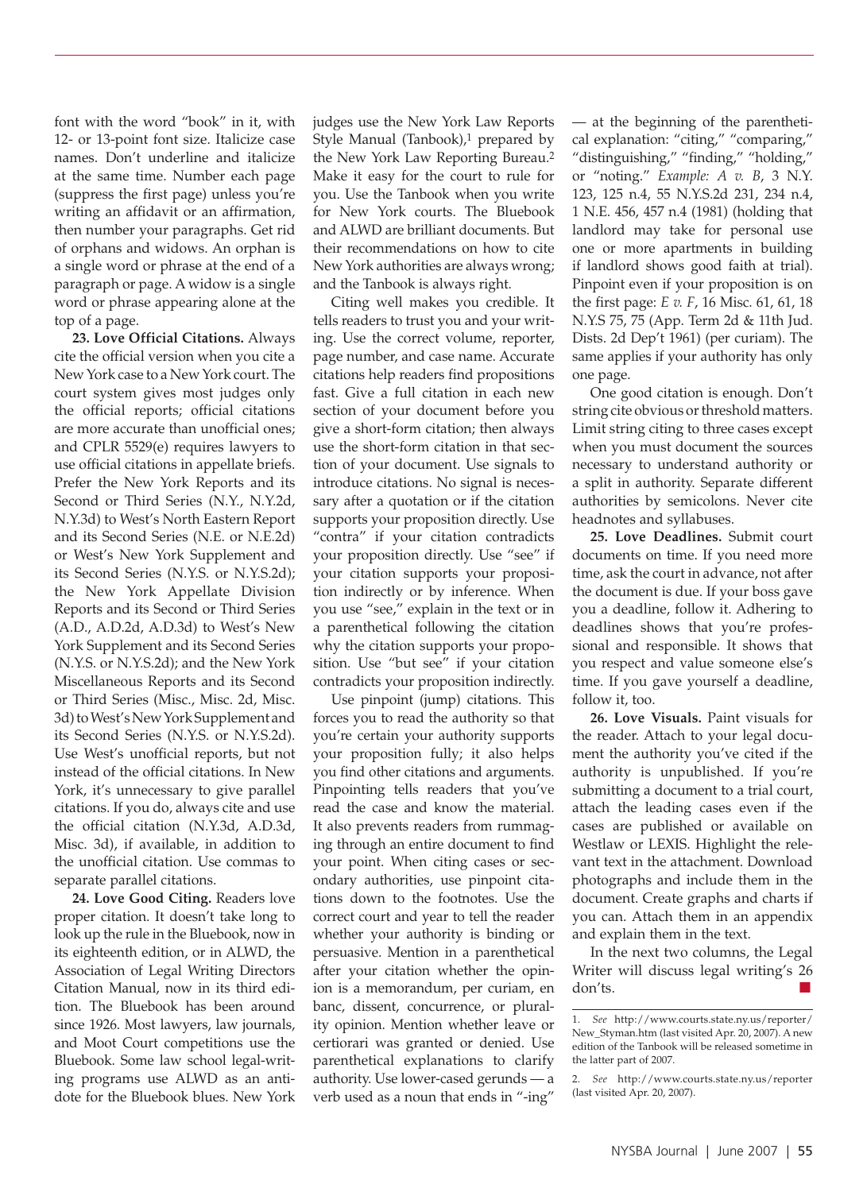font with the word "book" in it, with 12- or 13-point font size. Italicize case names. Don't underline and italicize at the same time. Number each page (suppress the first page) unless you're writing an affidavit or an affirmation, then number your paragraphs. Get rid of orphans and widows. An orphan is a single word or phrase at the end of a paragraph or page. A widow is a single word or phrase appearing alone at the top of a page.

**23. Love Official Citations.** Always cite the official version when you cite a New York case to a New York court. The court system gives most judges only the official reports; official citations are more accurate than unofficial ones; and CPLR 5529(e) requires lawyers to use official citations in appellate briefs. Prefer the New York Reports and its Second or Third Series (N.Y., N.Y.2d, N.Y.3d) to West's North Eastern Report and its Second Series (N.E. or N.E.2d) or West's New York Supplement and its Second Series (N.Y.S. or N.Y.S.2d); the New York Appellate Division Reports and its Second or Third Series (A.D., A.D.2d, A.D.3d) to West's New York Supplement and its Second Series (N.Y.S. or N.Y.S.2d); and the New York Miscellaneous Reports and its Second or Third Series (Misc., Misc. 2d, Misc. 3d) to West's New York Supplement and its Second Series (N.Y.S. or N.Y.S.2d). Use West's unofficial reports, but not instead of the official citations. In New York, it's unnecessary to give parallel citations. If you do, always cite and use the official citation (N.Y.3d, A.D.3d, Misc. 3d), if available, in addition to the unofficial citation. Use commas to separate parallel citations.

**24. Love Good Citing.** Readers love proper citation. It doesn't take long to look up the rule in the Bluebook, now in its eighteenth edition, or in ALWD, the Association of Legal Writing Directors Citation Manual, now in its third edition. The Bluebook has been around since 1926. Most lawyers, law journals, and Moot Court competitions use the Bluebook. Some law school legal-writing programs use ALWD as an antidote for the Bluebook blues. New York judges use the New York Law Reports Style Manual (Tanbook),[1] prepared by the New York Law Reporting Bureau.[2] Make it easy for the court to rule for you. Use the Tanbook when you write for New York courts. The Bluebook and ALWD are brilliant documents. But their recommendations on how to cite New York authorities are always wrong; and the Tanbook is always right.

Citing well makes you credible. It tells readers to trust you and your writing. Use the correct volume, reporter, page number, and case name. Accurate citations help readers find propositions fast. Give a full citation in each new section of your document before you give a short-form citation; then always use the short-form citation in that section of your document. Use signals to introduce citations. No signal is necessary after a quotation or if the citation supports your proposition directly. Use "contra" if your citation contradicts your proposition directly. Use "see" if your citation supports your proposition indirectly or by inference. When you use "see," explain in the text or in a parenthetical following the citation why the citation supports your proposition. Use "but see" if your citation contradicts your proposition indirectly.

Use pinpoint (jump) citations. This forces you to read the authority so that you're certain your authority supports your proposition fully; it also helps you find other citations and arguments. Pinpointing tells readers that you've read the case and know the material. It also prevents readers from rummaging through an entire document to find your point. When citing cases or secondary authorities, use pinpoint citations down to the footnotes. Use the correct court and year to tell the reader whether your authority is binding or persuasive. Mention in a parenthetical after your citation whether the opinion is a memorandum, per curiam, en banc, dissent, concurrence, or plurality opinion. Mention whether leave or certiorari was granted or denied. Use parenthetical explanations to clarify authority. Use lower-cased gerunds — a verb used as a noun that ends in "-ing" — at the beginning of the parenthetical explanation: "citing," "comparing," "distinguishing," "finding," "holding," or "noting." *Example: A v. B*, 3 N.Y. 123, 125 n.4, 55 N.Y.S.2d 231, 234 n.4, 1 N.E. 456, 457 n.4 (1981) (holding that landlord may take for personal use one or more apartments in building if landlord shows good faith at trial). Pinpoint even if your proposition is on the first page: *E v. F*, 16 Misc. 61, 61, 18 N.Y.S 75, 75 (App. Term 2d & 11th Jud. Dists. 2d Dep't 1961) (per curiam). The same applies if your authority has only one page.

One good citation is enough. Don't string cite obvious or threshold matters. Limit string citing to three cases except when you must document the sources necessary to understand authority or a split in authority. Separate different authorities by semicolons. Never cite headnotes and syllabuses.

**25. Love Deadlines.** Submit court documents on time. If you need more time, ask the court in advance, not after the document is due. If your boss gave you a deadline, follow it. Adhering to deadlines shows that you're professional and responsible. It shows that you respect and value someone else's time. If you gave yourself a deadline, follow it, too.

**26. Love Visuals.** Paint visuals for the reader. Attach to your legal document the authority you've cited if the authority is unpublished. If you're submitting a document to a trial court, attach the leading cases even if the cases are published or available on Westlaw or LEXIS. Highlight the relevant text in the attachment. Download photographs and include them in the document. Create graphs and charts if you can. Attach them in an appendix and explain them in the text.

In the next two columns, the Legal Writer will discuss legal writing's 26 don'ts. ■

---

1. *See* http://www.courts.state.ny.us/reporter/New_Styman.htm (last visited Apr. 20, 2007). A new edition of the Tanbook will be released sometime in the latter part of 2007.

2. *See* http://www.courts.state.ny.us/reporter (last visited Apr. 20, 2007).